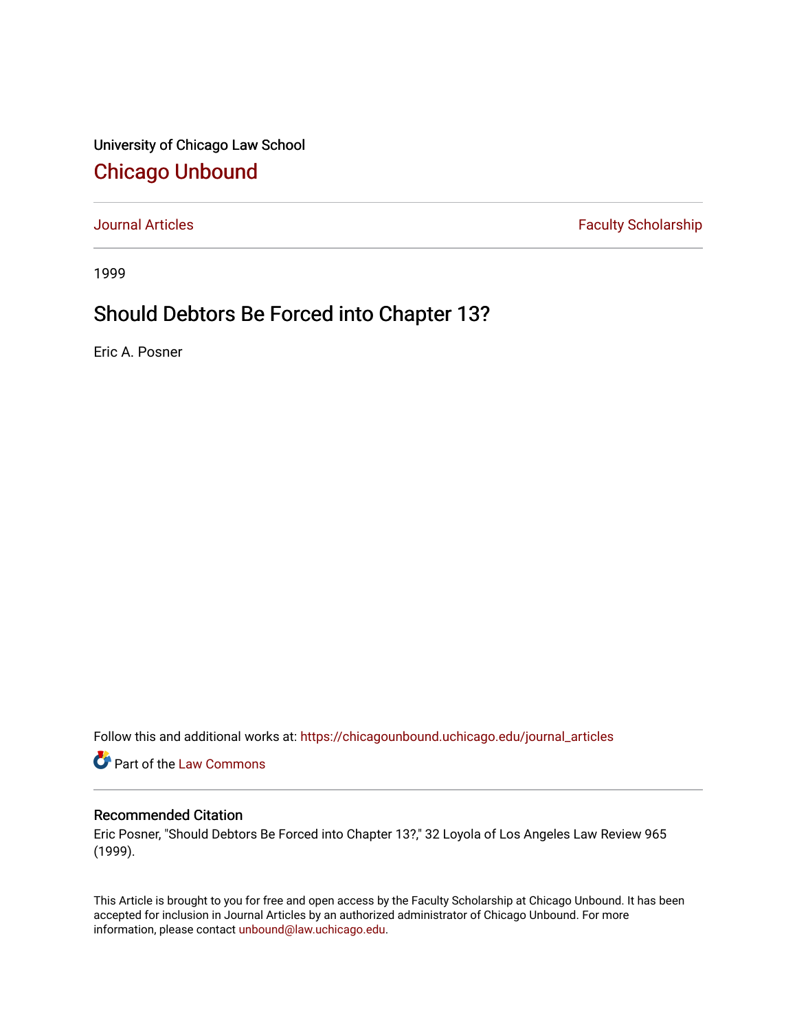University of Chicago Law School

## Chicago Unbound

Journal Articles | Faculty Scholarship

1999

# Should Debtors Be Forced into Chapter 13?

Eric A. Posner

Follow this and additional works at: https://chicagounbound.uchicago.edu/journal_articles

Part of the Law Commons

### Recommended Citation

Eric Posner, "Should Debtors Be Forced into Chapter 13?," 32 Loyola of Los Angeles Law Review 965 (1999).

This Article is brought to you for free and open access by the Faculty Scholarship at Chicago Unbound. It has been accepted for inclusion in Journal Articles by an authorized administrator of Chicago Unbound. For more information, please contact unbound@law.uchicago.edu.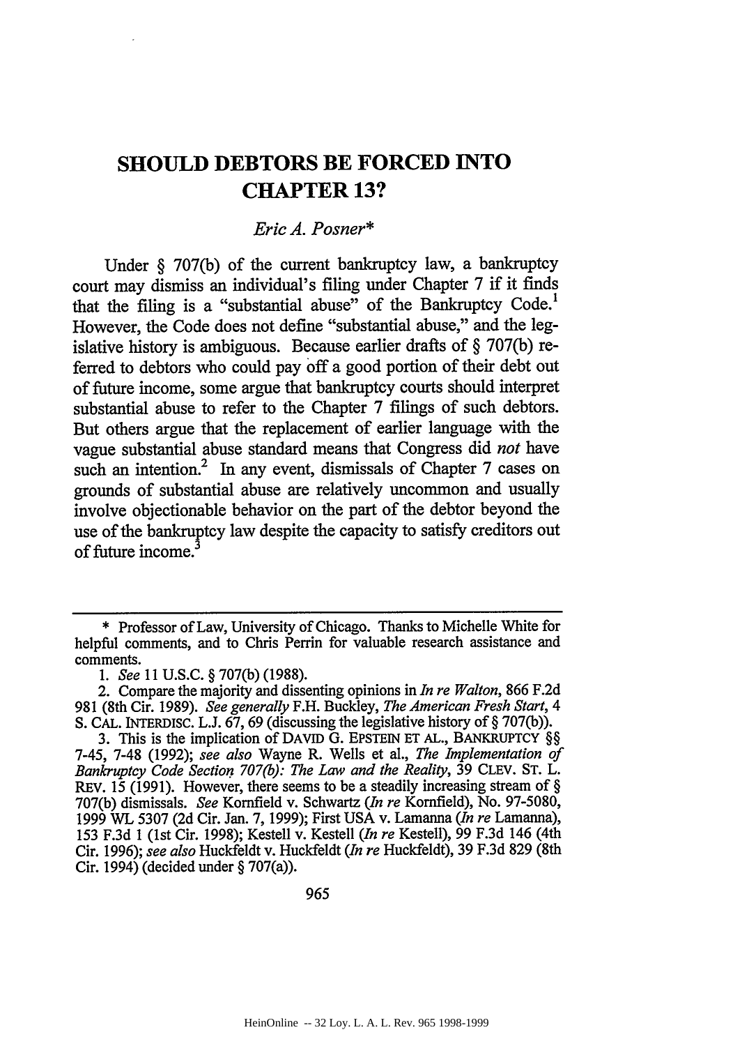# SHOULD DEBTORS BE FORCED INTO CHAPTER 13?

*Eric A. Posner**

Under § 707(b) of the current bankruptcy law, a bankruptcy court may dismiss an individual's filing under Chapter 7 if it finds that the filing is a "substantial abuse" of the Bankruptcy Code.[1] However, the Code does not define "substantial abuse," and the legislative history is ambiguous. Because earlier drafts of § 707(b) referred to debtors who could pay off a good portion of their debt out of future income, some argue that bankruptcy courts should interpret substantial abuse to refer to the Chapter 7 filings of such debtors. But others argue that the replacement of earlier language with the vague substantial abuse standard means that Congress did *not* have such an intention.[2] In any event, dismissals of Chapter 7 cases on grounds of substantial abuse are relatively uncommon and usually involve objectionable behavior on the part of the debtor beyond the use of the bankruptcy law despite the capacity to satisfy creditors out of future income.[3]

---

\* Professor of Law, University of Chicago. Thanks to Michelle White for helpful comments, and to Chris Perrin for valuable research assistance and comments.

1. *See* 11 U.S.C. § 707(b) (1988).

2. Compare the majority and dissenting opinions in *In re Walton*, 866 F.2d 981 (8th Cir. 1989). *See generally* F.H. Buckley, *The American Fresh Start*, 4 S. CAL. INTERDISC. L.J. 67, 69 (discussing the legislative history of § 707(b)).

3. This is the implication of DAVID G. EPSTEIN ET AL., BANKRUPTCY §§ 7-45, 7-48 (1992); *see also* Wayne R. Wells et al., *The Implementation of Bankruptcy Code Section 707(b): The Law and the Reality*, 39 CLEV. ST. L. REV. 15 (1991). However, there seems to be a steadily increasing stream of § 707(b) dismissals. *See* Kornfield v. Schwartz (*In re* Kornfield), No. 97-5080, 1999 WL 5307 (2d Cir. Jan. 7, 1999); First USA v. Lamanna (*In re* Lamanna), 153 F.3d 1 (1st Cir. 1998); Kestell v. Kestell (*In re* Kestell), 99 F.3d 146 (4th Cir. 1996); *see also* Huckfeldt v. Huckfeldt (*In re* Huckfeldt), 39 F.3d 829 (8th Cir. 1994) (decided under § 707(a)).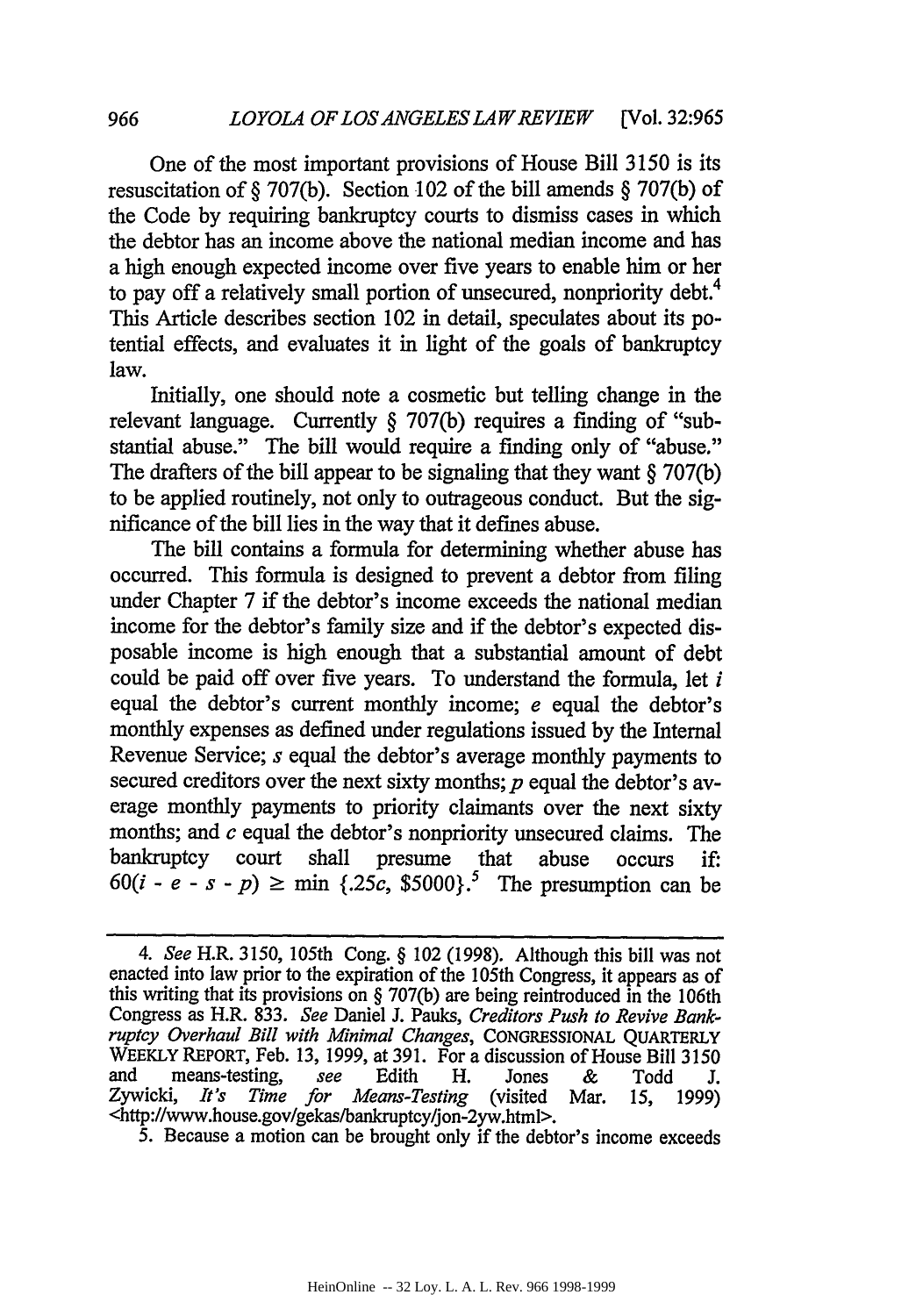One of the most important provisions of House Bill 3150 is its resuscitation of § 707(b). Section 102 of the bill amends § 707(b) of the Code by requiring bankruptcy courts to dismiss cases in which the debtor has an income above the national median income and has a high enough expected income over five years to enable him or her to pay off a relatively small portion of unsecured, nonpriority debt.[4] This Article describes section 102 in detail, speculates about its potential effects, and evaluates it in light of the goals of bankruptcy law.

Initially, one should note a cosmetic but telling change in the relevant language. Currently § 707(b) requires a finding of "substantial abuse." The bill would require a finding only of "abuse." The drafters of the bill appear to be signaling that they want § 707(b) to be applied routinely, not only to outrageous conduct. But the significance of the bill lies in the way that it defines abuse.

The bill contains a formula for determining whether abuse has occurred. This formula is designed to prevent a debtor from filing under Chapter 7 if the debtor's income exceeds the national median income for the debtor's family size and if the debtor's expected disposable income is high enough that a substantial amount of debt could be paid off over five years. To understand the formula, let $i$ equal the debtor's current monthly income; $e$ equal the debtor's monthly expenses as defined under regulations issued by the Internal Revenue Service; $s$ equal the debtor's average monthly payments to secured creditors over the next sixty months; $p$ equal the debtor's average monthly payments to priority claimants over the next sixty months; and $c$ equal the debtor's nonpriority unsecured claims. The bankruptcy court shall presume that abuse occurs if: $60(i - e - s - p) \geq \min \{.25c, \$5000\}$.[5] The presumption can be

---

4. *See* H.R. 3150, 105th Cong. § 102 (1998). Although this bill was not enacted into law prior to the expiration of the 105th Congress, it appears as of this writing that its provisions on § 707(b) are being reintroduced in the 106th Congress as H.R. 833. *See* Daniel J. Pauks, *Creditors Push to Revive Bankruptcy Overhaul Bill with Minimal Changes*, CONGRESSIONAL QUARTERLY WEEKLY REPORT, Feb. 13, 1999, at 391. For a discussion of House Bill 3150 and means-testing, *see* Edith H. Jones & Todd J. Zywicki, *It's Time for Means-Testing* (visited Mar. 15, 1999) <http://www.house.gov/gekas/bankruptcy/jon-2yw.html>.

5. Because a motion can be brought only if the debtor's income exceeds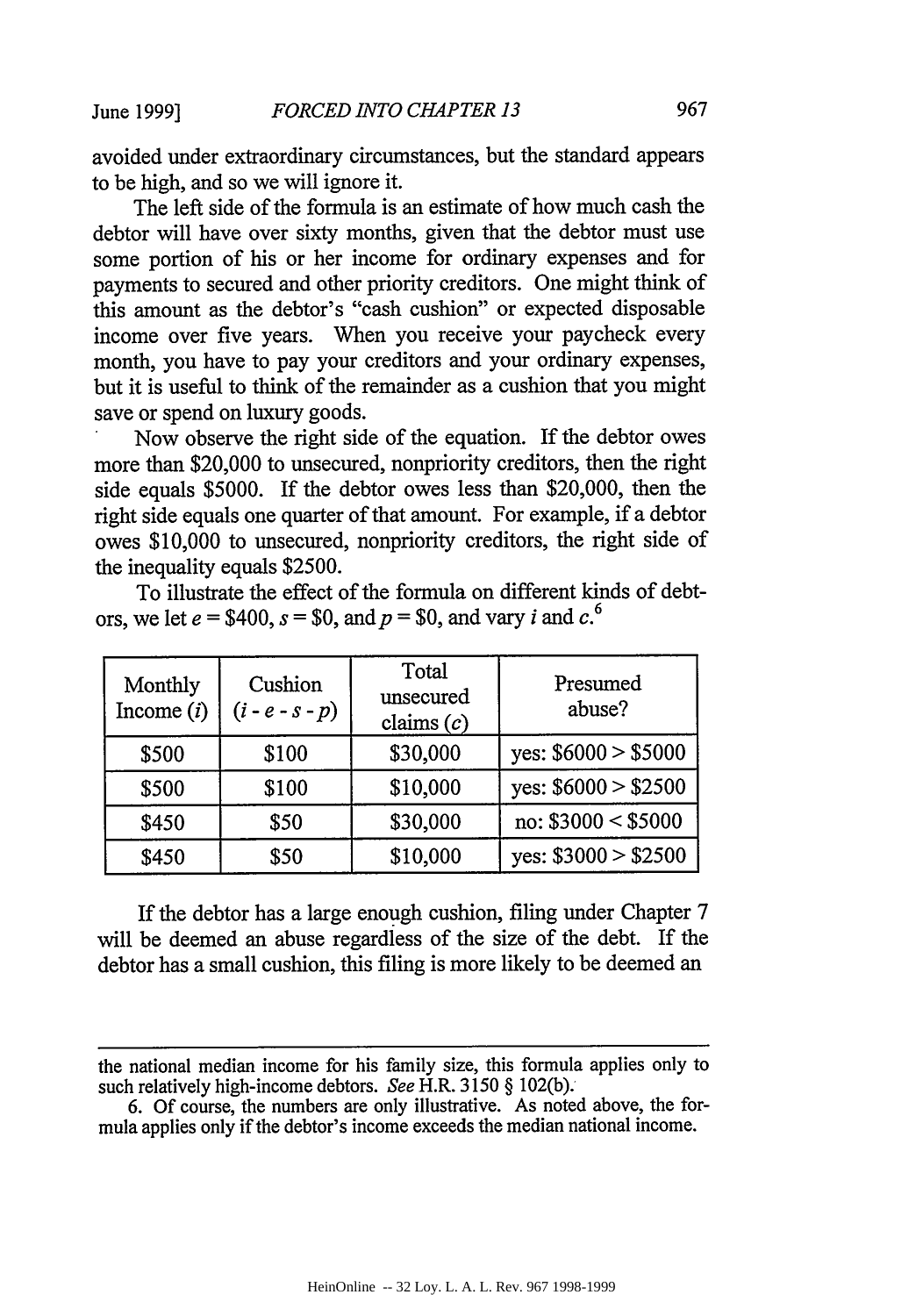avoided under extraordinary circumstances, but the standard appears to be high, and so we will ignore it.

The left side of the formula is an estimate of how much cash the debtor will have over sixty months, given that the debtor must use some portion of his or her income for ordinary expenses and for payments to secured and other priority creditors. One might think of this amount as the debtor's "cash cushion" or expected disposable income over five years. When you receive your paycheck every month, you have to pay your creditors and your ordinary expenses, but it is useful to think of the remainder as a cushion that you might save or spend on luxury goods.

Now observe the right side of the equation. If the debtor owes more than $20,000 to unsecured, nonpriority creditors, then the right side equals $5000. If the debtor owes less than $20,000, then the right side equals one quarter of that amount. For example, if a debtor owes $10,000 to unsecured, nonpriority creditors, the right side of the inequality equals $2500.

To illustrate the effect of the formula on different kinds of debtors, we let $e$ = $400, $s$ = $0, and $p$ = $0, and vary $i$ and $c$.[6]

| Monthly Income ($i$) | Cushion ($i - e - s - p$) | Total unsecured claims ($c$) | Presumed abuse? |
|---|---|---|---|
| $500 | $100 | $30,000 | yes: $6000 > $5000 |
| $500 | $100 | $10,000 | yes: $6000 > $2500 |
| $450 | $50 | $30,000 | no: $3000 < $5000 |
| $450 | $50 | $10,000 | yes: $3000 > $2500 |

If the debtor has a large enough cushion, filing under Chapter 7 will be deemed an abuse regardless of the size of the debt. If the debtor has a small cushion, this filing is more likely to be deemed an

---

the national median income for his family size, this formula applies only to such relatively high-income debtors. *See* H.R. 3150 § 102(b).

6. Of course, the numbers are only illustrative. As noted above, the formula applies only if the debtor's income exceeds the median national income.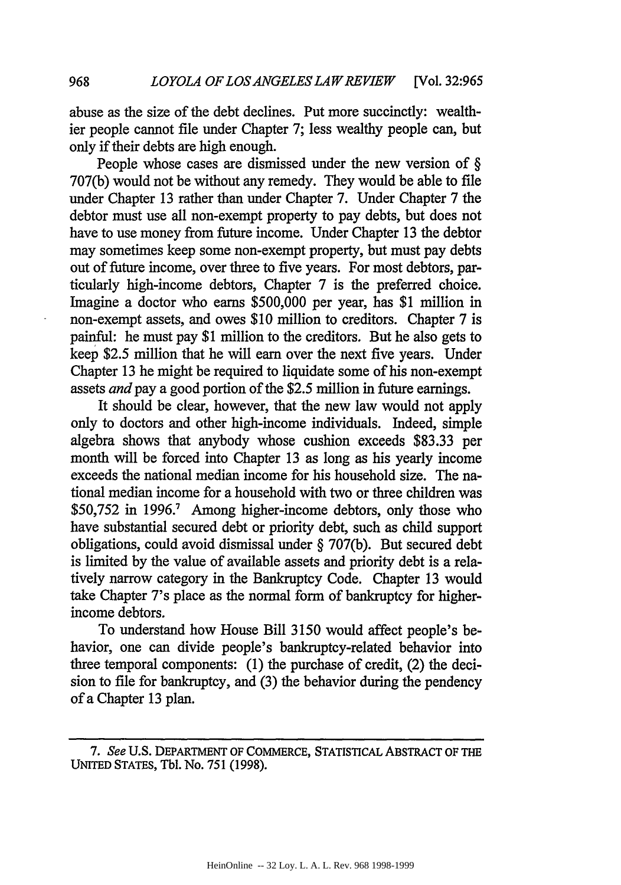abuse as the size of the debt declines. Put more succinctly: wealthier people cannot file under Chapter 7; less wealthy people can, but only if their debts are high enough.

People whose cases are dismissed under the new version of § 707(b) would not be without any remedy. They would be able to file under Chapter 13 rather than under Chapter 7. Under Chapter 7 the debtor must use all non-exempt property to pay debts, but does not have to use money from future income. Under Chapter 13 the debtor may sometimes keep some non-exempt property, but must pay debts out of future income, over three to five years. For most debtors, particularly high-income debtors, Chapter 7 is the preferred choice. Imagine a doctor who earns $500,000 per year, has $1 million in non-exempt assets, and owes $10 million to creditors. Chapter 7 is painful: he must pay $1 million to the creditors. But he also gets to keep $2.5 million that he will earn over the next five years. Under Chapter 13 he might be required to liquidate some of his non-exempt assets *and* pay a good portion of the $2.5 million in future earnings.

It should be clear, however, that the new law would not apply only to doctors and other high-income individuals. Indeed, simple algebra shows that anybody whose cushion exceeds $83.33 per month will be forced into Chapter 13 as long as his yearly income exceeds the national median income for his household size. The national median income for a household with two or three children was $50,752 in 1996.[7] Among higher-income debtors, only those who have substantial secured debt or priority debt, such as child support obligations, could avoid dismissal under § 707(b). But secured debt is limited by the value of available assets and priority debt is a relatively narrow category in the Bankruptcy Code. Chapter 13 would take Chapter 7's place as the normal form of bankruptcy for higher-income debtors.

To understand how House Bill 3150 would affect people's behavior, one can divide people's bankruptcy-related behavior into three temporal components: (1) the purchase of credit, (2) the decision to file for bankruptcy, and (3) the behavior during the pendency of a Chapter 13 plan.

---

7. *See* U.S. DEPARTMENT OF COMMERCE, STATISTICAL ABSTRACT OF THE UNITED STATES, Tbl. No. 751 (1998).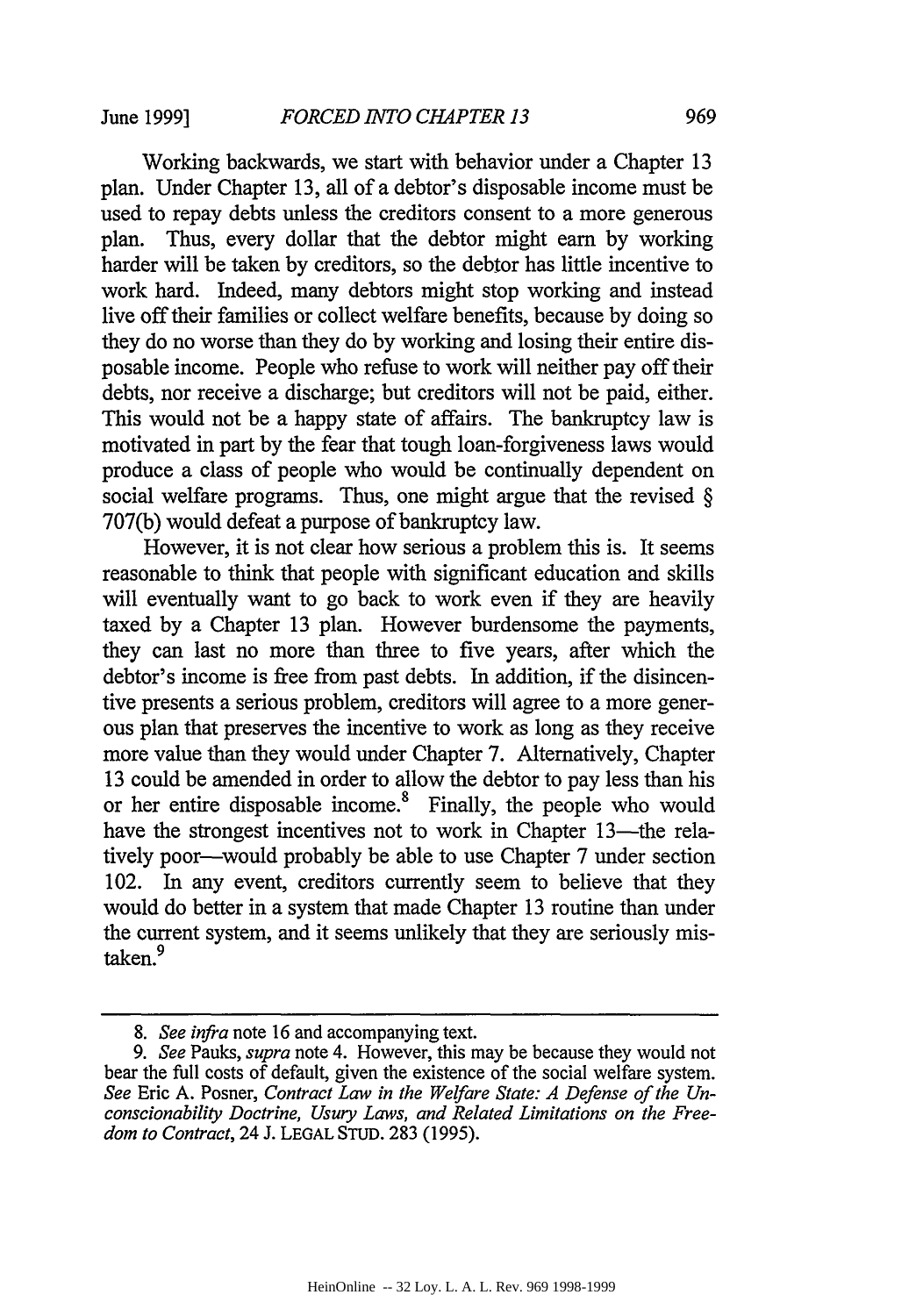Working backwards, we start with behavior under a Chapter 13 plan. Under Chapter 13, all of a debtor's disposable income must be used to repay debts unless the creditors consent to a more generous plan. Thus, every dollar that the debtor might earn by working harder will be taken by creditors, so the debtor has little incentive to work hard. Indeed, many debtors might stop working and instead live off their families or collect welfare benefits, because by doing so they do no worse than they do by working and losing their entire disposable income. People who refuse to work will neither pay off their debts, nor receive a discharge; but creditors will not be paid, either. This would not be a happy state of affairs. The bankruptcy law is motivated in part by the fear that tough loan-forgiveness laws would produce a class of people who would be continually dependent on social welfare programs. Thus, one might argue that the revised § 707(b) would defeat a purpose of bankruptcy law.

However, it is not clear how serious a problem this is. It seems reasonable to think that people with significant education and skills will eventually want to go back to work even if they are heavily taxed by a Chapter 13 plan. However burdensome the payments, they can last no more than three to five years, after which the debtor's income is free from past debts. In addition, if the disincentive presents a serious problem, creditors will agree to a more generous plan that preserves the incentive to work as long as they receive more value than they would under Chapter 7. Alternatively, Chapter 13 could be amended in order to allow the debtor to pay less than his or her entire disposable income.[8] Finally, the people who would have the strongest incentives not to work in Chapter 13—the relatively poor—would probably be able to use Chapter 7 under section 102. In any event, creditors currently seem to believe that they would do better in a system that made Chapter 13 routine than under the current system, and it seems unlikely that they are seriously mistaken.[9]

---

8. *See infra* note 16 and accompanying text.

9. *See* Pauks, *supra* note 4. However, this may be because they would not bear the full costs of default, given the existence of the social welfare system. *See* Eric A. Posner, *Contract Law in the Welfare State: A Defense of the Unconscionability Doctrine, Usury Laws, and Related Limitations on the Freedom to Contract*, 24 J. LEGAL STUD. 283 (1995).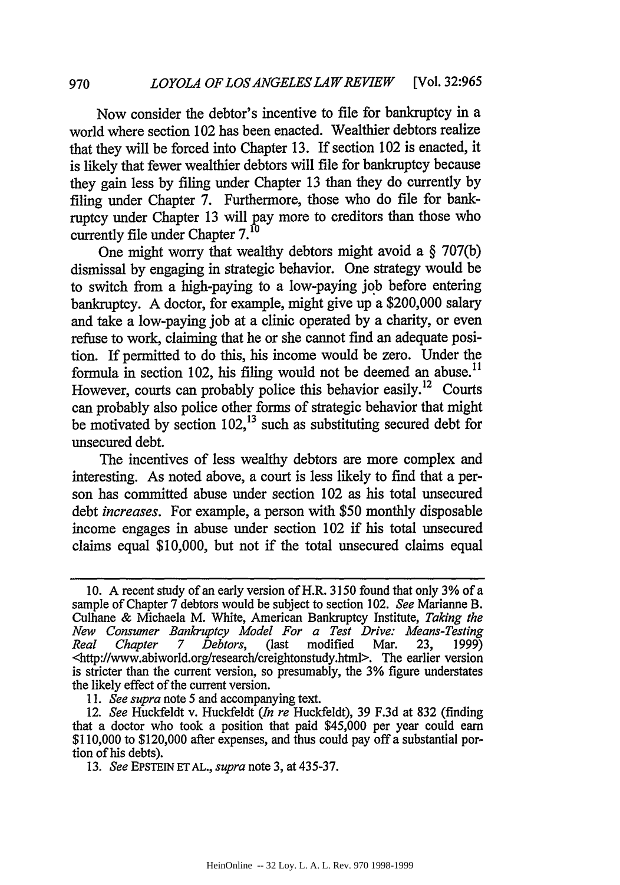Now consider the debtor's incentive to file for bankruptcy in a world where section 102 has been enacted. Wealthier debtors realize that they will be forced into Chapter 13. If section 102 is enacted, it is likely that fewer wealthier debtors will file for bankruptcy because they gain less by filing under Chapter 13 than they do currently by filing under Chapter 7. Furthermore, those who do file for bankruptcy under Chapter 13 will pay more to creditors than those who currently file under Chapter 7.[10]

One might worry that wealthy debtors might avoid a § 707(b) dismissal by engaging in strategic behavior. One strategy would be to switch from a high-paying to a low-paying job before entering bankruptcy. A doctor, for example, might give up a $200,000 salary and take a low-paying job at a clinic operated by a charity, or even refuse to work, claiming that he or she cannot find an adequate position. If permitted to do this, his income would be zero. Under the formula in section 102, his filing would not be deemed an abuse.[11] However, courts can probably police this behavior easily.[12] Courts can probably also police other forms of strategic behavior that might be motivated by section 102,[13] such as substituting secured debt for unsecured debt.

The incentives of less wealthy debtors are more complex and interesting. As noted above, a court is less likely to find that a person has committed abuse under section 102 as his total unsecured debt *increases*. For example, a person with $50 monthly disposable income engages in abuse under section 102 if his total unsecured claims equal $10,000, but not if the total unsecured claims equal

---

10. A recent study of an early version of H.R. 3150 found that only 3% of a sample of Chapter 7 debtors would be subject to section 102. *See* Marianne B. Culhane & Michaela M. White, American Bankruptcy Institute, *Taking the New Consumer Bankruptcy Model For a Test Drive: Means-Testing Real Chapter 7 Debtors*, (last modified Mar. 23, 1999) <http://www.abiworld.org/research/creightonstudy.html>. The earlier version is stricter than the current version, so presumably, the 3% figure understates the likely effect of the current version.

11. *See supra* note 5 and accompanying text.

12. *See* Huckfeldt v. Huckfeldt (*In re* Huckfeldt), 39 F.3d at 832 (finding that a doctor who took a position that paid $45,000 per year could earn $110,000 to $120,000 after expenses, and thus could pay off a substantial portion of his debts).

13. *See* EPSTEIN ET AL., *supra* note 3, at 435-37.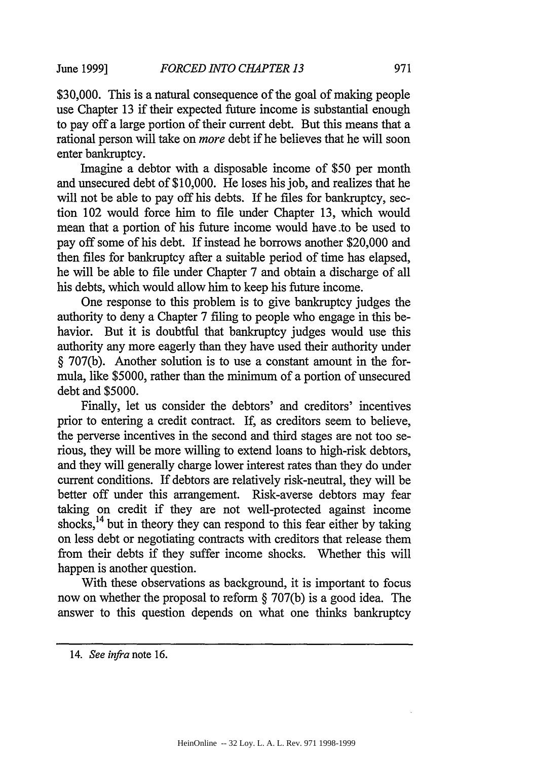$30,000. This is a natural consequence of the goal of making people use Chapter 13 if their expected future income is substantial enough to pay off a large portion of their current debt. But this means that a rational person will take on *more* debt if he believes that he will soon enter bankruptcy.

Imagine a debtor with a disposable income of $50 per month and unsecured debt of $10,000. He loses his job, and realizes that he will not be able to pay off his debts. If he files for bankruptcy, section 102 would force him to file under Chapter 13, which would mean that a portion of his future income would have to be used to pay off some of his debt. If instead he borrows another $20,000 and then files for bankruptcy after a suitable period of time has elapsed, he will be able to file under Chapter 7 and obtain a discharge of all his debts, which would allow him to keep his future income.

One response to this problem is to give bankruptcy judges the authority to deny a Chapter 7 filing to people who engage in this behavior. But it is doubtful that bankruptcy judges would use this authority any more eagerly than they have used their authority under § 707(b). Another solution is to use a constant amount in the formula, like $5000, rather than the minimum of a portion of unsecured debt and $5000.

Finally, let us consider the debtors' and creditors' incentives prior to entering a credit contract. If, as creditors seem to believe, the perverse incentives in the second and third stages are not too serious, they will be more willing to extend loans to high-risk debtors, and they will generally charge lower interest rates than they do under current conditions. If debtors are relatively risk-neutral, they will be better off under this arrangement. Risk-averse debtors may fear taking on credit if they are not well-protected against income shocks,[14] but in theory they can respond to this fear either by taking on less debt or negotiating contracts with creditors that release them from their debts if they suffer income shocks. Whether this will happen is another question.

With these observations as background, it is important to focus now on whether the proposal to reform § 707(b) is a good idea. The answer to this question depends on what one thinks bankruptcy

---

14. *See infra* note 16.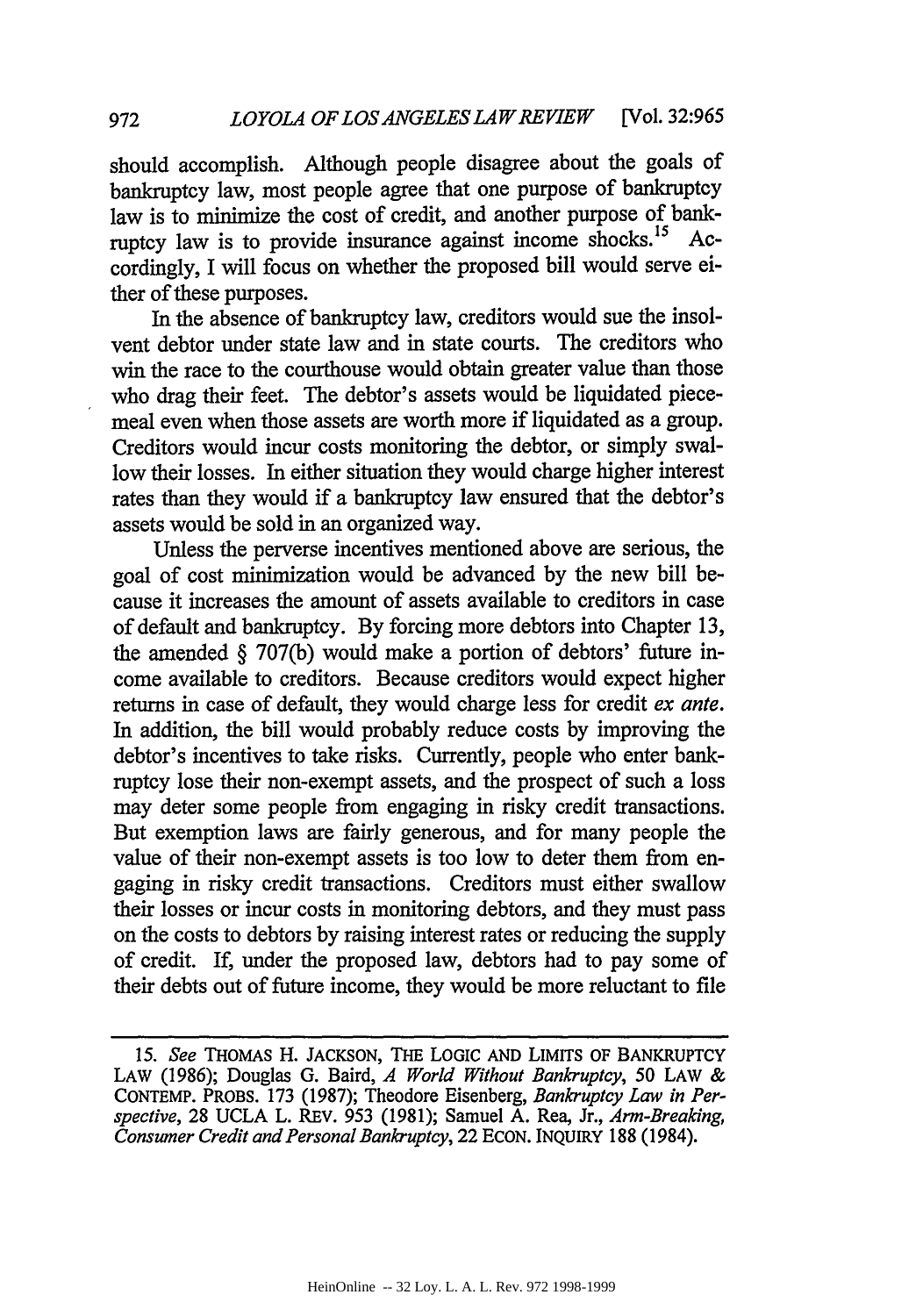should accomplish. Although people disagree about the goals of bankruptcy law, most people agree that one purpose of bankruptcy law is to minimize the cost of credit, and another purpose of bankruptcy law is to provide insurance against income shocks.[15] Accordingly, I will focus on whether the proposed bill would serve either of these purposes.

In the absence of bankruptcy law, creditors would sue the insolvent debtor under state law and in state courts. The creditors who win the race to the courthouse would obtain greater value than those who drag their feet. The debtor's assets would be liquidated piecemeal even when those assets are worth more if liquidated as a group. Creditors would incur costs monitoring the debtor, or simply swallow their losses. In either situation they would charge higher interest rates than they would if a bankruptcy law ensured that the debtor's assets would be sold in an organized way.

Unless the perverse incentives mentioned above are serious, the goal of cost minimization would be advanced by the new bill because it increases the amount of assets available to creditors in case of default and bankruptcy. By forcing more debtors into Chapter 13, the amended § 707(b) would make a portion of debtors' future income available to creditors. Because creditors would expect higher returns in case of default, they would charge less for credit *ex ante*. In addition, the bill would probably reduce costs by improving the debtor's incentives to take risks. Currently, people who enter bankruptcy lose their non-exempt assets, and the prospect of such a loss may deter some people from engaging in risky credit transactions. But exemption laws are fairly generous, and for many people the value of their non-exempt assets is too low to deter them from engaging in risky credit transactions. Creditors must either swallow their losses or incur costs in monitoring debtors, and they must pass on the costs to debtors by raising interest rates or reducing the supply of credit. If, under the proposed law, debtors had to pay some of their debts out of future income, they would be more reluctant to file

---

15. *See* THOMAS H. JACKSON, THE LOGIC AND LIMITS OF BANKRUPTCY LAW (1986); Douglas G. Baird, *A World Without Bankruptcy*, 50 LAW & CONTEMP. PROBS. 173 (1987); Theodore Eisenberg, *Bankruptcy Law in Perspective*, 28 UCLA L. REV. 953 (1981); Samuel A. Rea, Jr., *Arm-Breaking, Consumer Credit and Personal Bankruptcy*, 22 ECON. INQUIRY 188 (1984).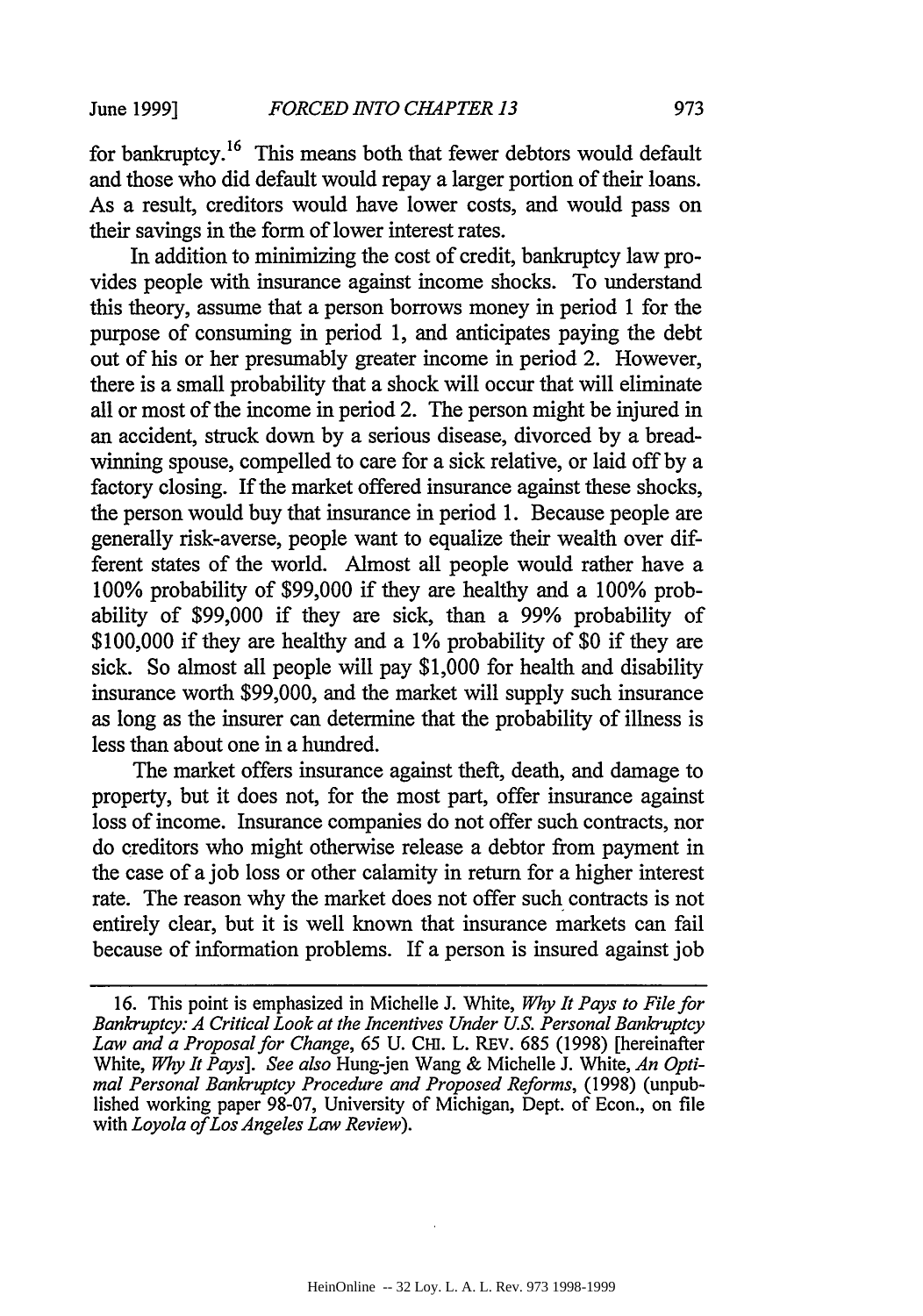for bankruptcy.[16] This means both that fewer debtors would default and those who did default would repay a larger portion of their loans. As a result, creditors would have lower costs, and would pass on their savings in the form of lower interest rates.

In addition to minimizing the cost of credit, bankruptcy law provides people with insurance against income shocks. To understand this theory, assume that a person borrows money in period 1 for the purpose of consuming in period 1, and anticipates paying the debt out of his or her presumably greater income in period 2. However, there is a small probability that a shock will occur that will eliminate all or most of the income in period 2. The person might be injured in an accident, struck down by a serious disease, divorced by a bread-winning spouse, compelled to care for a sick relative, or laid off by a factory closing. If the market offered insurance against these shocks, the person would buy that insurance in period 1. Because people are generally risk-averse, people want to equalize their wealth over different states of the world. Almost all people would rather have a 100% probability of $99,000 if they are healthy and a 100% probability of $99,000 if they are sick, than a 99% probability of $100,000 if they are healthy and a 1% probability of $0 if they are sick. So almost all people will pay $1,000 for health and disability insurance worth $99,000, and the market will supply such insurance as long as the insurer can determine that the probability of illness is less than about one in a hundred.

The market offers insurance against theft, death, and damage to property, but it does not, for the most part, offer insurance against loss of income. Insurance companies do not offer such contracts, nor do creditors who might otherwise release a debtor from payment in the case of a job loss or other calamity in return for a higher interest rate. The reason why the market does not offer such contracts is not entirely clear, but it is well known that insurance markets can fail because of information problems. If a person is insured against job

---

16. This point is emphasized in Michelle J. White, *Why It Pays to File for Bankruptcy: A Critical Look at the Incentives Under U.S. Personal Bankruptcy Law and a Proposal for Change*, 65 U. CHI. L. REV. 685 (1998) [hereinafter White, *Why It Pays*]. *See also* Hung-jen Wang & Michelle J. White, *An Optimal Personal Bankruptcy Procedure and Proposed Reforms*, (1998) (unpublished working paper 98-07, University of Michigan, Dept. of Econ., on file with *Loyola of Los Angeles Law Review*).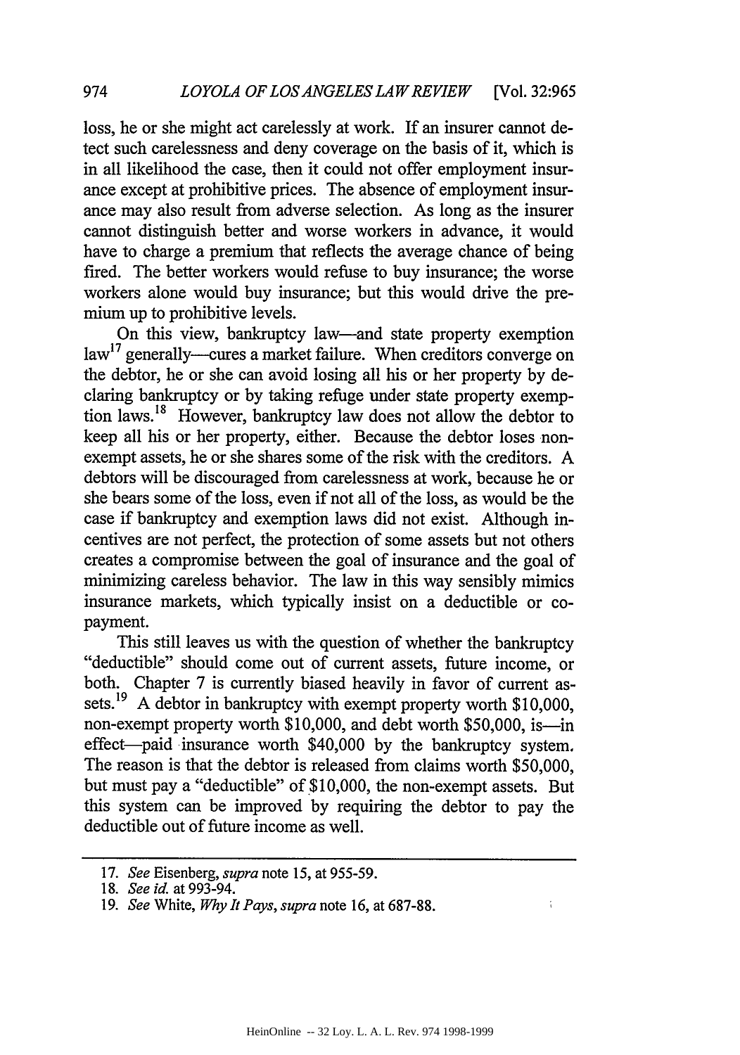loss, he or she might act carelessly at work. If an insurer cannot detect such carelessness and deny coverage on the basis of it, which is in all likelihood the case, then it could not offer employment insurance except at prohibitive prices. The absence of employment insurance may also result from adverse selection. As long as the insurer cannot distinguish better and worse workers in advance, it would have to charge a premium that reflects the average chance of being fired. The better workers would refuse to buy insurance; the worse workers alone would buy insurance; but this would drive the premium up to prohibitive levels.

On this view, bankruptcy law—and state property exemption law[17] generally—cures a market failure. When creditors converge on the debtor, he or she can avoid losing all his or her property by declaring bankruptcy or by taking refuge under state property exemption laws.[18] However, bankruptcy law does not allow the debtor to keep all his or her property, either. Because the debtor loses non-exempt assets, he or she shares some of the risk with the creditors. A debtors will be discouraged from carelessness at work, because he or she bears some of the loss, even if not all of the loss, as would be the case if bankruptcy and exemption laws did not exist. Although incentives are not perfect, the protection of some assets but not others creates a compromise between the goal of insurance and the goal of minimizing careless behavior. The law in this way sensibly mimics insurance markets, which typically insist on a deductible or co-payment.

This still leaves us with the question of whether the bankruptcy "deductible" should come out of current assets, future income, or both. Chapter 7 is currently biased heavily in favor of current assets.[19] A debtor in bankruptcy with exempt property worth \$10,000, non-exempt property worth \$10,000, and debt worth \$50,000, is—in effect—paid insurance worth \$40,000 by the bankruptcy system. The reason is that the debtor is released from claims worth \$50,000, but must pay a "deductible" of \$10,000, the non-exempt assets. But this system can be improved by requiring the debtor to pay the deductible out of future income as well.

---

17. *See* Eisenberg, *supra* note 15, at 955-59.

18. *See id.* at 993-94.

19. *See* White, *Why It Pays*, *supra* note 16, at 687-88.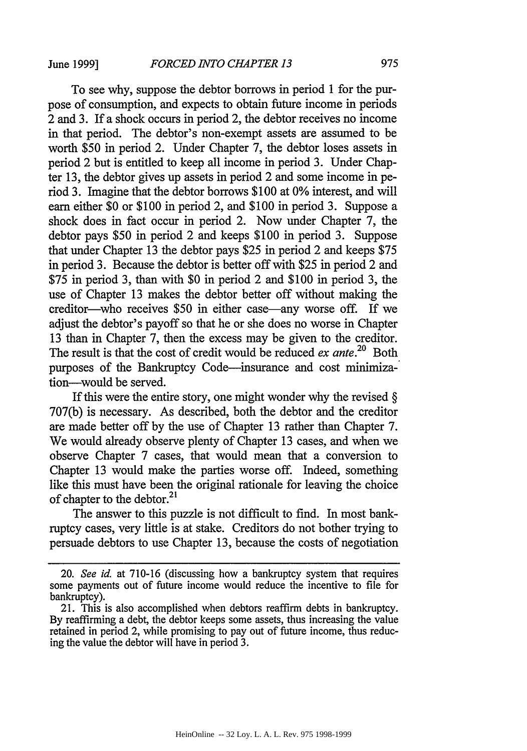To see why, suppose the debtor borrows in period 1 for the purpose of consumption, and expects to obtain future income in periods 2 and 3. If a shock occurs in period 2, the debtor receives no income in that period. The debtor's non-exempt assets are assumed to be worth $50 in period 2. Under Chapter 7, the debtor loses assets in period 2 but is entitled to keep all income in period 3. Under Chapter 13, the debtor gives up assets in period 2 and some income in period 3. Imagine that the debtor borrows $100 at 0% interest, and will earn either $0 or $100 in period 2, and $100 in period 3. Suppose a shock does in fact occur in period 2. Now under Chapter 7, the debtor pays $50 in period 2 and keeps $100 in period 3. Suppose that under Chapter 13 the debtor pays $25 in period 2 and keeps $75 in period 3. Because the debtor is better off with $25 in period 2 and $75 in period 3, than with $0 in period 2 and $100 in period 3, the use of Chapter 13 makes the debtor better off without making the creditor—who receives $50 in either case—any worse off. If we adjust the debtor's payoff so that he or she does no worse in Chapter 13 than in Chapter 7, then the excess may be given to the creditor. The result is that the cost of credit would be reduced *ex ante*.[20] Both purposes of the Bankruptcy Code—insurance and cost minimization—would be served.

If this were the entire story, one might wonder why the revised § 707(b) is necessary. As described, both the debtor and the creditor are made better off by the use of Chapter 13 rather than Chapter 7. We would already observe plenty of Chapter 13 cases, and when we observe Chapter 7 cases, that would mean that a conversion to Chapter 13 would make the parties worse off. Indeed, something like this must have been the original rationale for leaving the choice of chapter to the debtor.[21]

The answer to this puzzle is not difficult to find. In most bankruptcy cases, very little is at stake. Creditors do not bother trying to persuade debtors to use Chapter 13, because the costs of negotiation

---

20. *See id.* at 710-16 (discussing how a bankruptcy system that requires some payments out of future income would reduce the incentive to file for bankruptcy).

21. This is also accomplished when debtors reaffirm debts in bankruptcy. By reaffirming a debt, the debtor keeps some assets, thus increasing the value retained in period 2, while promising to pay out of future income, thus reducing the value the debtor will have in period 3.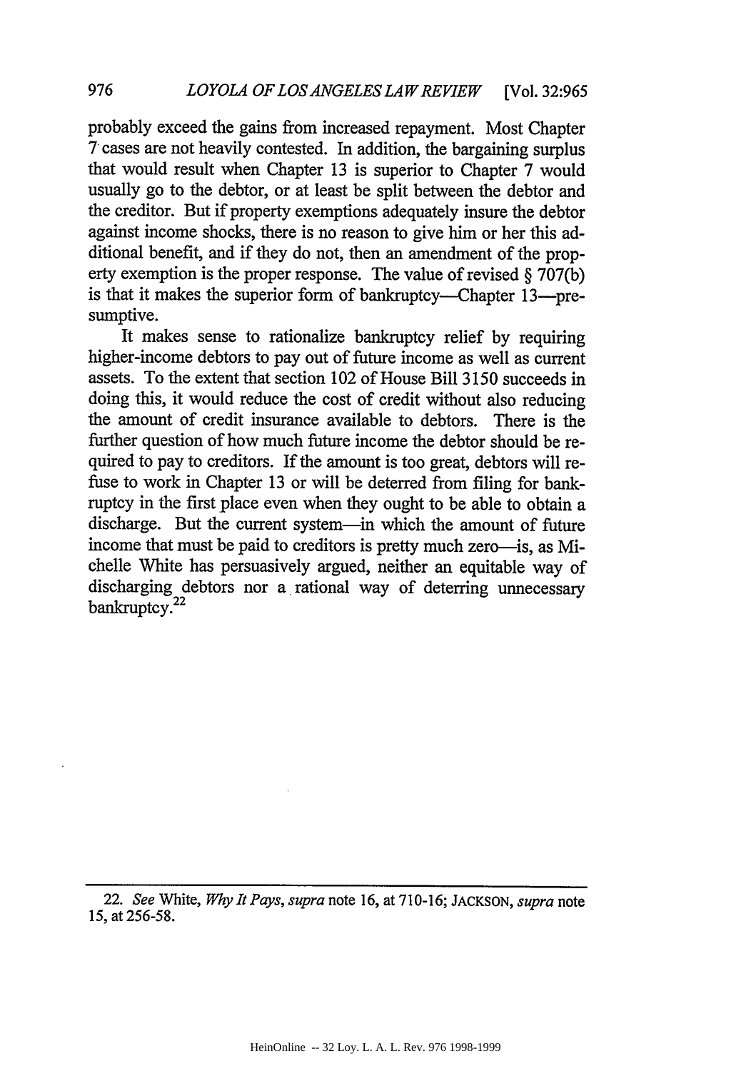probably exceed the gains from increased repayment. Most Chapter 7 cases are not heavily contested. In addition, the bargaining surplus that would result when Chapter 13 is superior to Chapter 7 would usually go to the debtor, or at least be split between the debtor and the creditor. But if property exemptions adequately insure the debtor against income shocks, there is no reason to give him or her this additional benefit, and if they do not, then an amendment of the property exemption is the proper response. The value of revised § 707(b) is that it makes the superior form of bankruptcy—Chapter 13—presumptive.

It makes sense to rationalize bankruptcy relief by requiring higher-income debtors to pay out of future income as well as current assets. To the extent that section 102 of House Bill 3150 succeeds in doing this, it would reduce the cost of credit without also reducing the amount of credit insurance available to debtors. There is the further question of how much future income the debtor should be required to pay to creditors. If the amount is too great, debtors will refuse to work in Chapter 13 or will be deterred from filing for bankruptcy in the first place even when they ought to be able to obtain a discharge. But the current system—in which the amount of future income that must be paid to creditors is pretty much zero—is, as Michelle White has persuasively argued, neither an equitable way of discharging debtors nor a rational way of deterring unnecessary bankruptcy.[22]

---

22. *See* White, *Why It Pays*, *supra* note 16, at 710-16; JACKSON, *supra* note 15, at 256-58.